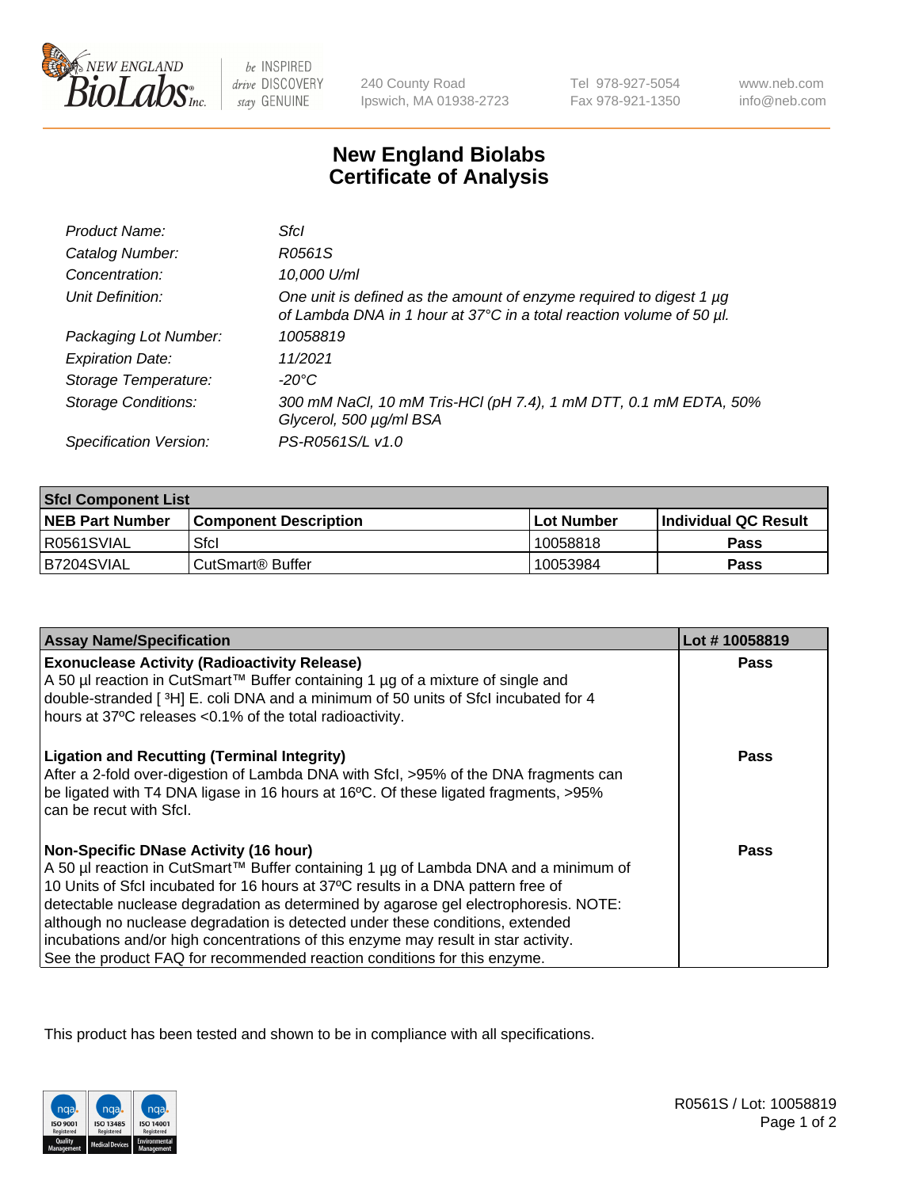# New England Biolabs Certificate of Analysis

| | |
|---|---|
| *Product Name:* | *SfcI* |
| *Catalog Number:* | *R0561S* |
| *Concentration:* | *10,000 U/ml* |
| *Unit Definition:* | *One unit is defined as the amount of enzyme required to digest 1 µg of Lambda DNA in 1 hour at 37°C in a total reaction volume of 50 µl.* |
| *Packaging Lot Number:* | *10058819* |
| *Expiration Date:* | *11/2021* |
| *Storage Temperature:* | *-20°C* |
| *Storage Conditions:* | *300 mM NaCl, 10 mM Tris-HCl (pH 7.4), 1 mM DTT, 0.1 mM EDTA, 50% Glycerol, 500 µg/ml BSA* |
| *Specification Version:* | *PS-R0561S/L v1.0* |

| SfcI Component List | | | |
|---|---|---|---|
| **NEB Part Number** | **Component Description** | **Lot Number** | **Individual QC Result** |
| R0561SVIAL | SfcI | 10058818 | **Pass** |
| B7204SVIAL | CutSmart® Buffer | 10053984 | **Pass** |

| Assay Name/Specification | Lot # 10058819 |
|---|---|
| **Exonuclease Activity (Radioactivity Release)**<br>A 50 µl reaction in CutSmart™ Buffer containing 1 µg of a mixture of single and double-stranded [ $^3$H] E. coli DNA and a minimum of 50 units of SfcI incubated for 4 hours at 37ºC releases <0.1% of the total radioactivity. | **Pass** |
| **Ligation and Recutting (Terminal Integrity)**<br>After a 2-fold over-digestion of Lambda DNA with SfcI, >95% of the DNA fragments can be ligated with T4 DNA ligase in 16 hours at 16ºC. Of these ligated fragments, >95% can be recut with SfcI. | **Pass** |
| **Non-Specific DNase Activity (16 hour)**<br>A 50 µl reaction in CutSmart™ Buffer containing 1 µg of Lambda DNA and a minimum of 10 Units of SfcI incubated for 16 hours at 37ºC results in a DNA pattern free of detectable nuclease degradation as determined by agarose gel electrophoresis. NOTE: although no nuclease degradation is detected under these conditions, extended incubations and/or high concentrations of this enzyme may result in star activity. See the product FAQ for recommended reaction conditions for this enzyme. | **Pass** |

This product has been tested and shown to be in compliance with all specifications.

R0561S / Lot: 10058819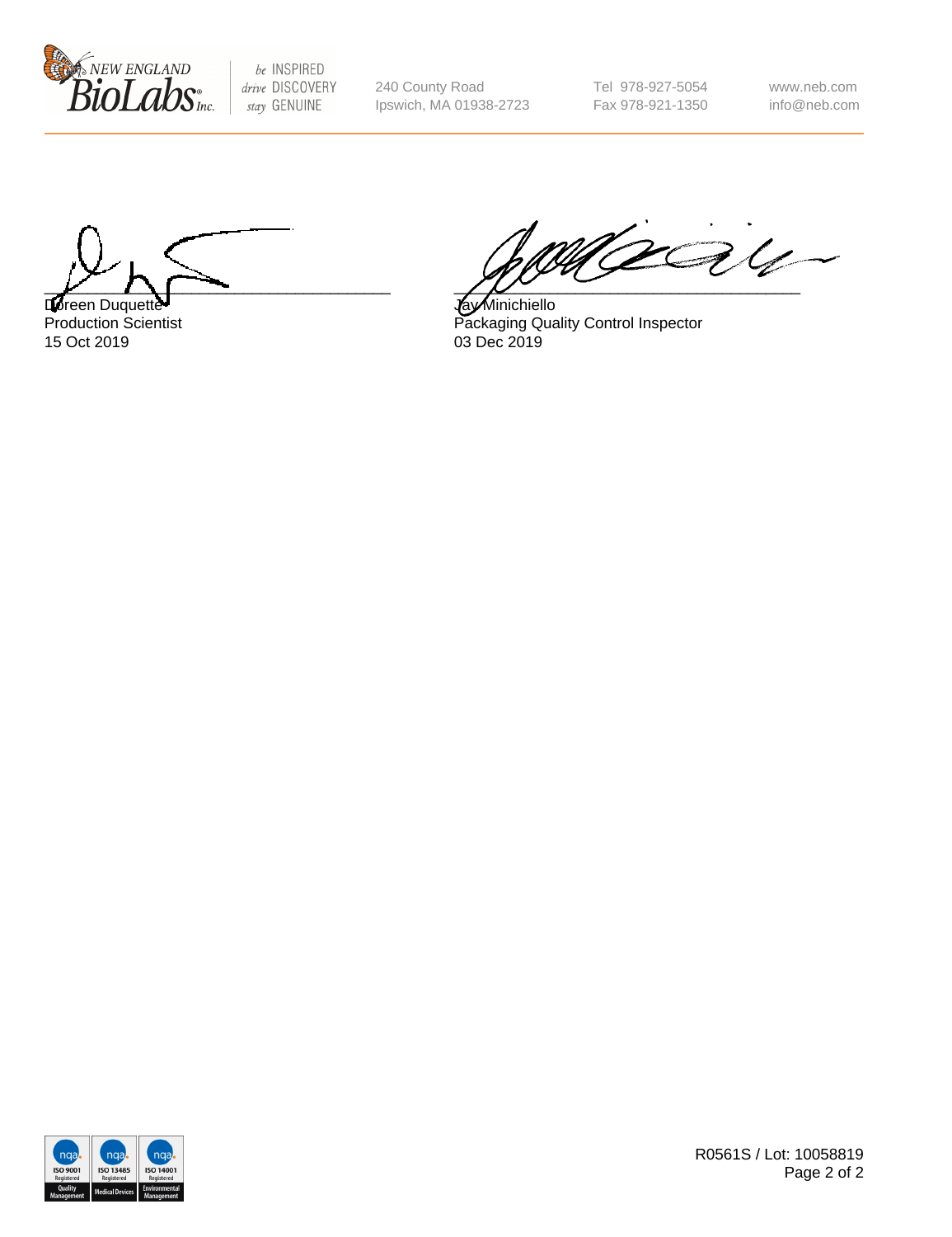Doreen Duquette
Production Scientist
15 Oct 2019

Jay Minichiello
Packaging Quality Control Inspector
03 Dec 2019

R0561S / Lot: 10058819